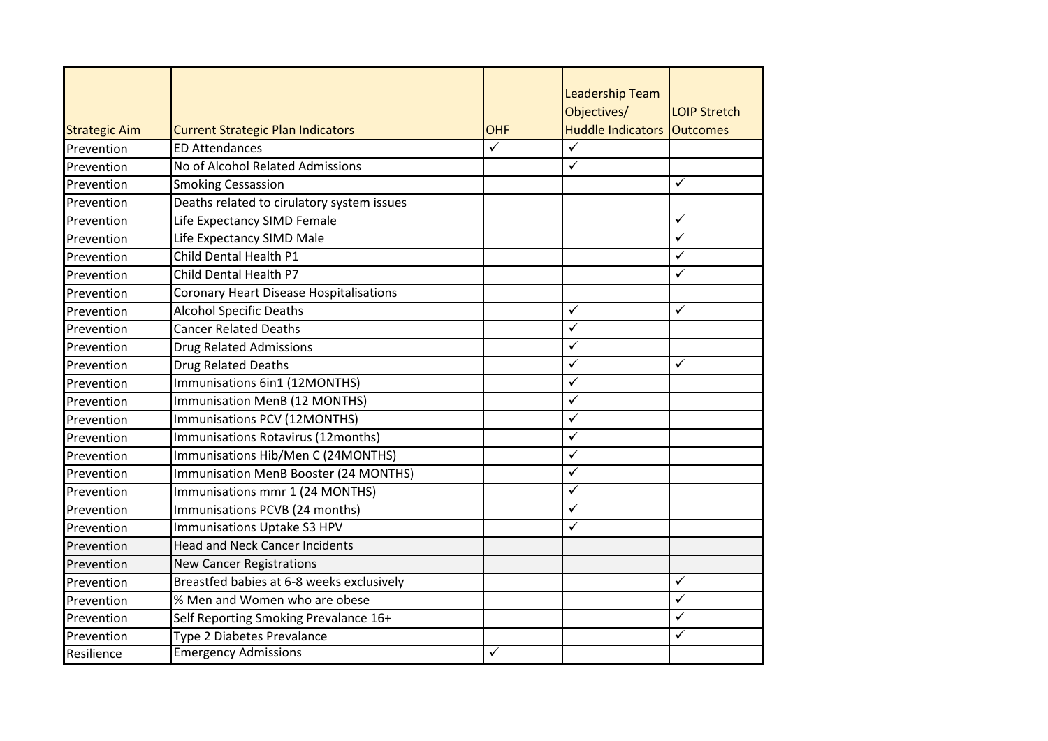| Strategic Aim | Current Strategic Plan Indicators | OHF | Leadership Team Objectives/ Huddle Indicators | LOIP Stretch Outcomes |
|---|---|---|---|---|
| Prevention | ED Attendances | ✓ | ✓ | |
| Prevention | No of Alcohol Related Admissions | | ✓ | |
| Prevention | Smoking Cessassion | | | ✓ |
| Prevention | Deaths related to cirulatory system issues | | | |
| Prevention | Life Expectancy SIMD Female | | | ✓ |
| Prevention | Life Expectancy SIMD Male | | | ✓ |
| Prevention | Child Dental Health P1 | | | ✓ |
| Prevention | Child Dental Health P7 | | | ✓ |
| Prevention | Coronary Heart Disease Hospitalisations | | | |
| Prevention | Alcohol Specific Deaths | | ✓ | ✓ |
| Prevention | Cancer Related Deaths | | ✓ | |
| Prevention | Drug Related Admissions | | ✓ | |
| Prevention | Drug Related Deaths | | ✓ | ✓ |
| Prevention | Immunisations 6in1 (12MONTHS) | | ✓ | |
| Prevention | Immunisation MenB (12 MONTHS) | | ✓ | |
| Prevention | Immunisations PCV (12MONTHS) | | ✓ | |
| Prevention | Immunisations Rotavirus (12months) | | ✓ | |
| Prevention | Immunisations Hib/Men C (24MONTHS) | | ✓ | |
| Prevention | Immunisation MenB Booster (24 MONTHS) | | ✓ | |
| Prevention | Immunisations mmr 1 (24 MONTHS) | | ✓ | |
| Prevention | Immunisations PCVB (24 months) | | ✓ | |
| Prevention | Immunisations Uptake S3 HPV | | ✓ | |
| Prevention | Head and Neck Cancer Incidents | | | |
| Prevention | New Cancer Registrations | | | |
| Prevention | Breastfed babies at 6-8 weeks exclusively | | | ✓ |
| Prevention | % Men and Women who are obese | | | ✓ |
| Prevention | Self Reporting Smoking Prevalance 16+ | | | ✓ |
| Prevention | Type 2 Diabetes Prevalance | | | ✓ |
| Resilience | Emergency Admissions | ✓ | | |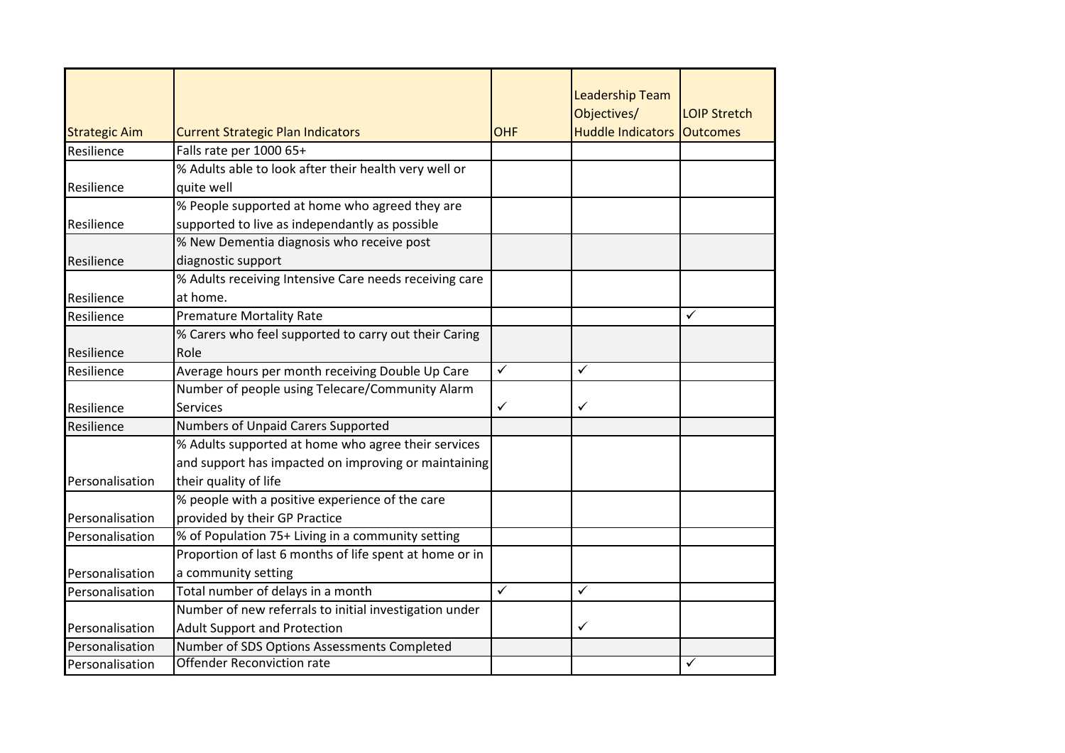| Strategic Aim | Current Strategic Plan Indicators | OHF | Leadership Team Objectives/ Huddle Indicators | LOIP Stretch Outcomes |
|---|---|---|---|---|
| Resilience | Falls rate per 1000 65+ | | | |
| Resilience | % Adults able to look after their health very well or quite well | | | |
| Resilience | % People supported at home who agreed they are supported to live as independantly as possible | | | |
| Resilience | % New Dementia diagnosis who receive post diagnostic support | | | |
| Resilience | % Adults receiving Intensive Care needs receiving care at home. | | | |
| Resilience | Premature Mortality Rate | | | ✓ |
| Resilience | % Carers who feel supported to carry out their Caring Role | | | |
| Resilience | Average hours per month receiving Double Up Care | ✓ | ✓ | |
| Resilience | Number of people using Telecare/Community Alarm Services | ✓ | ✓ | |
| Resilience | Numbers of Unpaid Carers Supported | | | |
| Personalisation | % Adults supported at home who agree their services and support has impacted on improving or maintaining their quality of life | | | |
| Personalisation | % people with a positive experience of the care provided by their GP Practice | | | |
| Personalisation | % of Population 75+ Living in a community setting | | | |
| Personalisation | Proportion of last 6 months of life spent at home or in a community setting | | | |
| Personalisation | Total number of delays in a month | ✓ | ✓ | |
| Personalisation | Number of new referrals to initial investigation under Adult Support and Protection | | ✓ | |
| Personalisation | Number of SDS Options Assessments Completed | | | |
| Personalisation | Offender Reconviction rate | | | ✓ |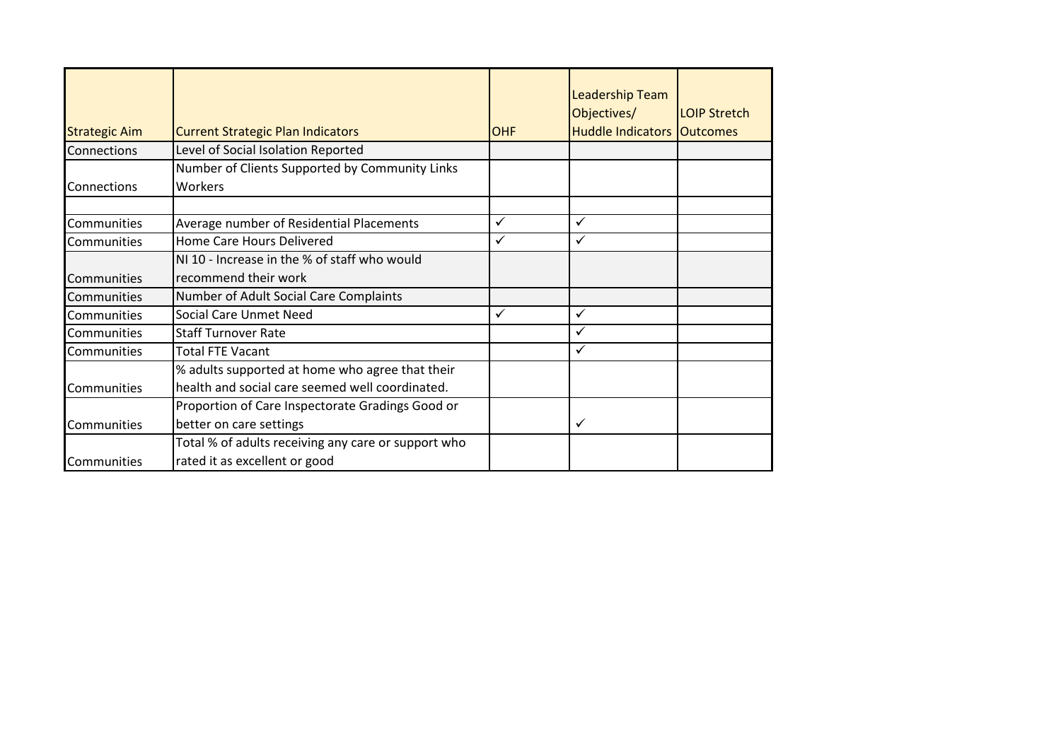| Strategic Aim | Current Strategic Plan Indicators | OHF | Leadership Team Objectives/ Huddle Indicators | LOIP Stretch Outcomes |
|---|---|---|---|---|
| Connections | Level of Social Isolation Reported | | | |
| Connections | Number of Clients Supported by Community Links Workers | | | |
| | | | | |
| Communities | Average number of Residential Placements | ✓ | ✓ | |
| Communities | Home Care Hours Delivered | ✓ | ✓ | |
| Communities | NI 10 - Increase in the % of staff who would recommend their work | | | |
| Communities | Number of Adult Social Care Complaints | | | |
| Communities | Social Care Unmet Need | ✓ | ✓ | |
| Communities | Staff Turnover Rate | | ✓ | |
| Communities | Total FTE Vacant | | ✓ | |
| Communities | % adults supported at home who agree that their health and social care seemed well coordinated. | | | |
| Communities | Proportion of Care Inspectorate Gradings Good or better on care settings | | ✓ | |
| Communities | Total % of adults receiving any care or support who rated it as excellent or good | | | |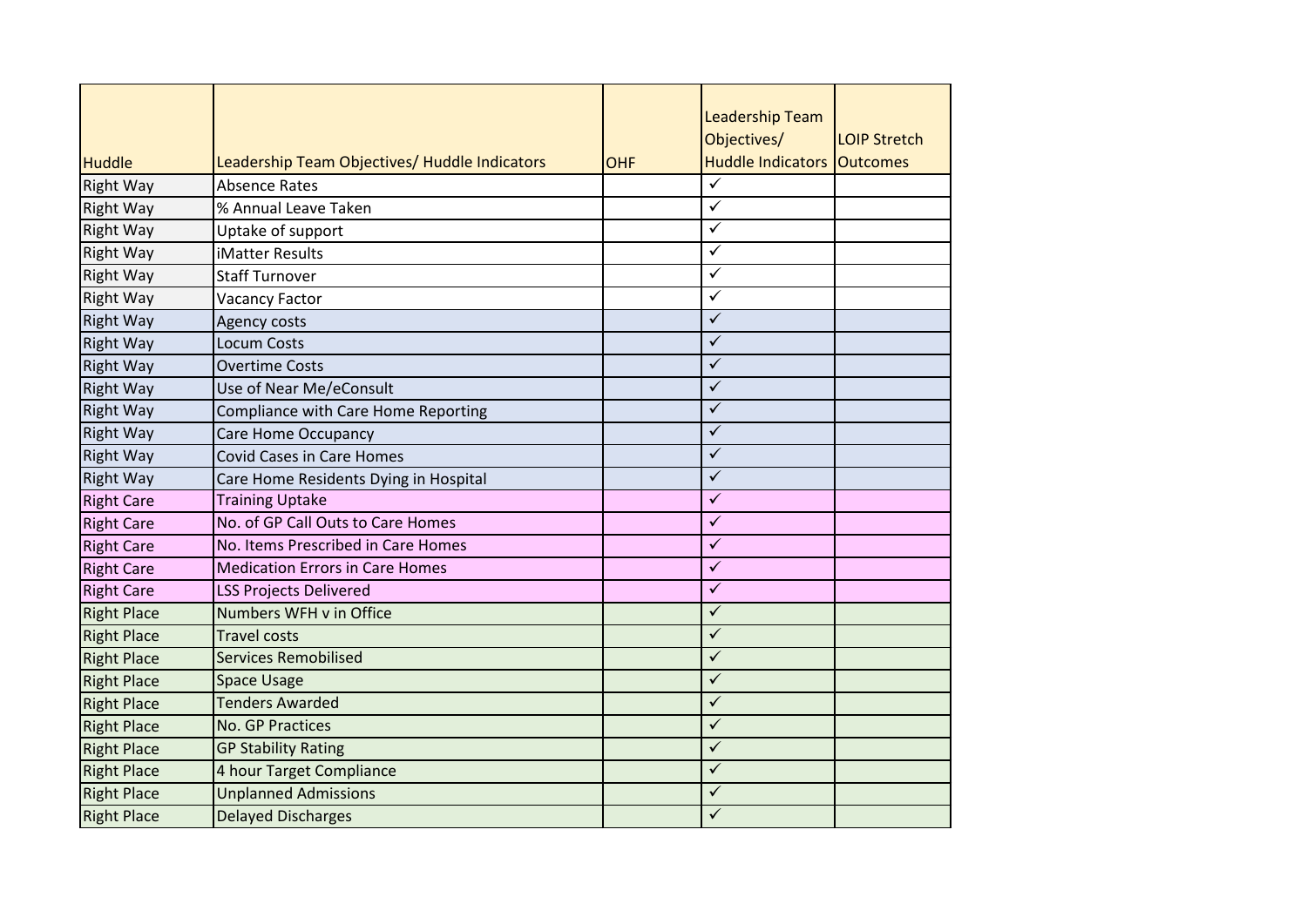| Huddle | Leadership Team Objectives/ Huddle Indicators | OHF | Leadership Team Objectives/ Huddle Indicators | LOIP Stretch Outcomes |
|---|---|---|---|---|
| Right Way | Absence Rates | | ✓ | |
| Right Way | % Annual Leave Taken | | ✓ | |
| Right Way | Uptake of support | | ✓ | |
| Right Way | iMatter Results | | ✓ | |
| Right Way | Staff Turnover | | ✓ | |
| Right Way | Vacancy Factor | | ✓ | |
| Right Way | Agency costs | | ✓ | |
| Right Way | Locum Costs | | ✓ | |
| Right Way | Overtime Costs | | ✓ | |
| Right Way | Use of Near Me/eConsult | | ✓ | |
| Right Way | Compliance with Care Home Reporting | | ✓ | |
| Right Way | Care Home Occupancy | | ✓ | |
| Right Way | Covid Cases in Care Homes | | ✓ | |
| Right Way | Care Home Residents Dying in Hospital | | ✓ | |
| Right Care | Training Uptake | | ✓ | |
| Right Care | No. of GP Call Outs to Care Homes | | ✓ | |
| Right Care | No. Items Prescribed in Care Homes | | ✓ | |
| Right Care | Medication Errors in Care Homes | | ✓ | |
| Right Care | LSS Projects Delivered | | ✓ | |
| Right Place | Numbers WFH v in Office | | ✓ | |
| Right Place | Travel costs | | ✓ | |
| Right Place | Services Remobilised | | ✓ | |
| Right Place | Space Usage | | ✓ | |
| Right Place | Tenders Awarded | | ✓ | |
| Right Place | No. GP Practices | | ✓ | |
| Right Place | GP Stability Rating | | ✓ | |
| Right Place | 4 hour Target Compliance | | ✓ | |
| Right Place | Unplanned Admissions | | ✓ | |
| Right Place | Delayed Discharges | | ✓ | |